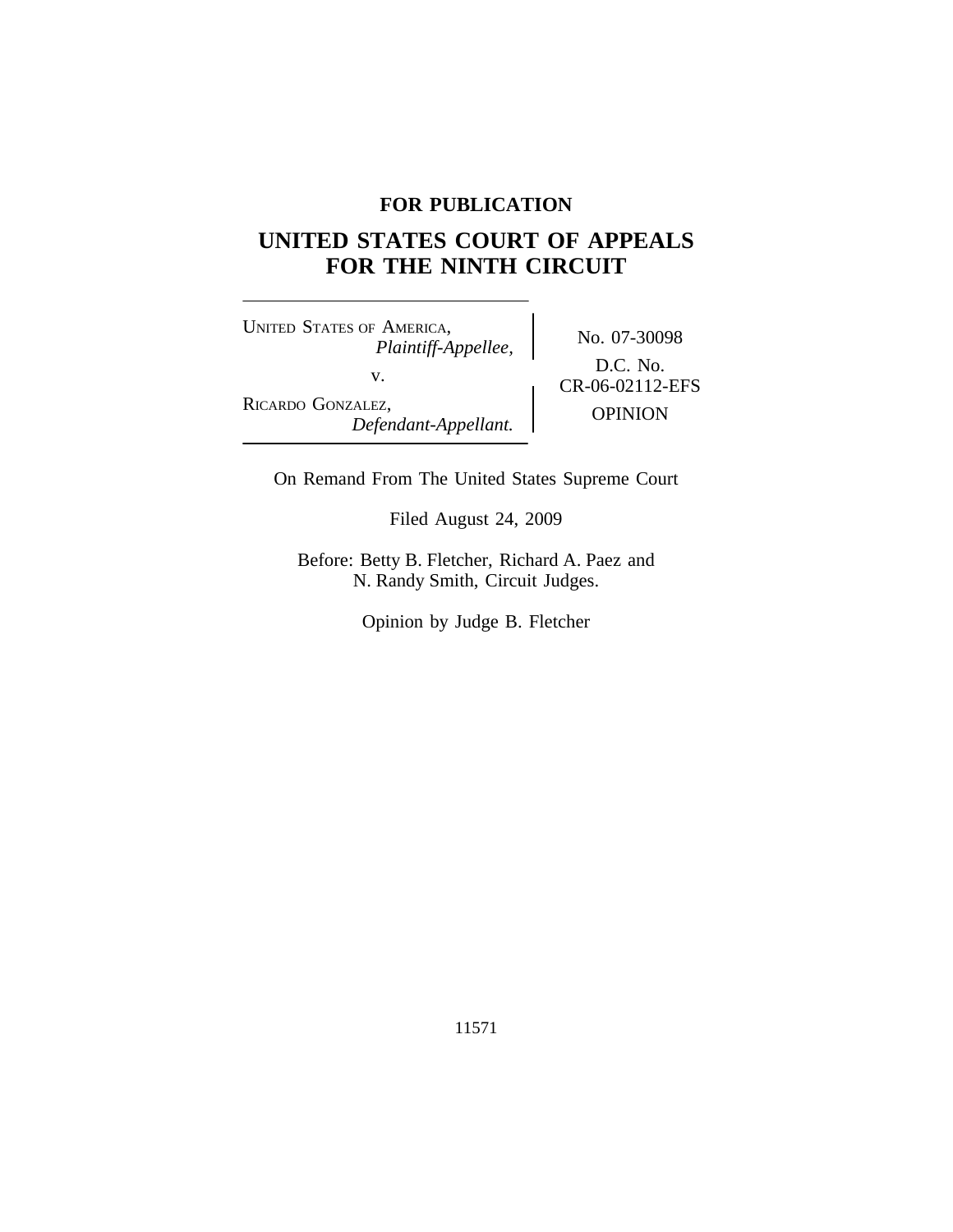**FOR PUBLICATION**

# UNITED STATES COURT OF APPEALS FOR THE NINTH CIRCUIT

UNITED STATES OF AMERICA,
*Plaintiff-Appellee,*

v.

RICARDO GONZALEZ,
*Defendant-Appellant.*

No. 07-30098

D.C. No. CR-06-02112-EFS

OPINION

On Remand From The United States Supreme Court

Filed August 24, 2009

Before: Betty B. Fletcher, Richard A. Paez and N. Randy Smith, Circuit Judges.

Opinion by Judge B. Fletcher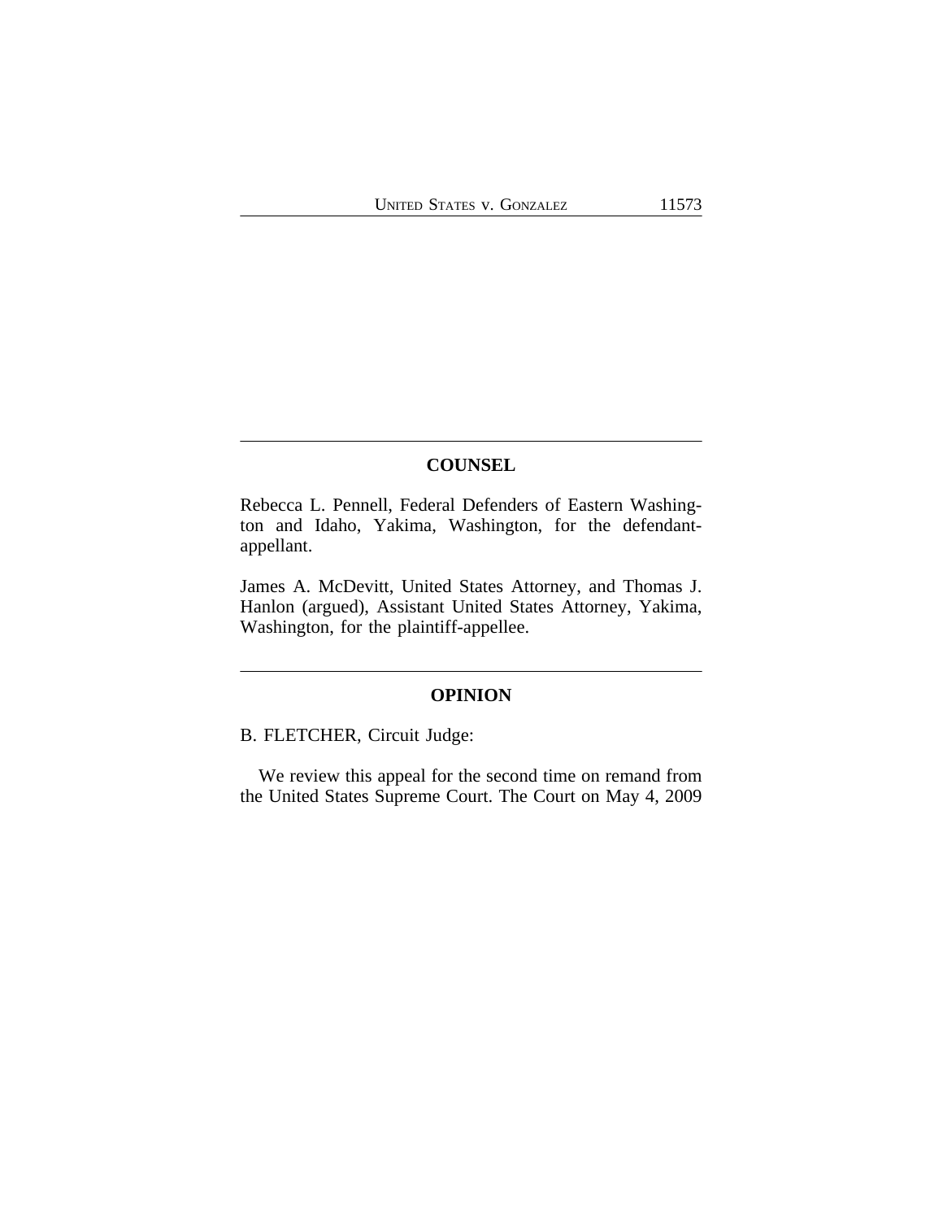## COUNSEL

Rebecca L. Pennell, Federal Defenders of Eastern Washington and Idaho, Yakima, Washington, for the defendant-appellant.

James A. McDevitt, United States Attorney, and Thomas J. Hanlon (argued), Assistant United States Attorney, Yakima, Washington, for the plaintiff-appellee.

## OPINION

B. FLETCHER, Circuit Judge:

We review this appeal for the second time on remand from the United States Supreme Court. The Court on May 4, 2009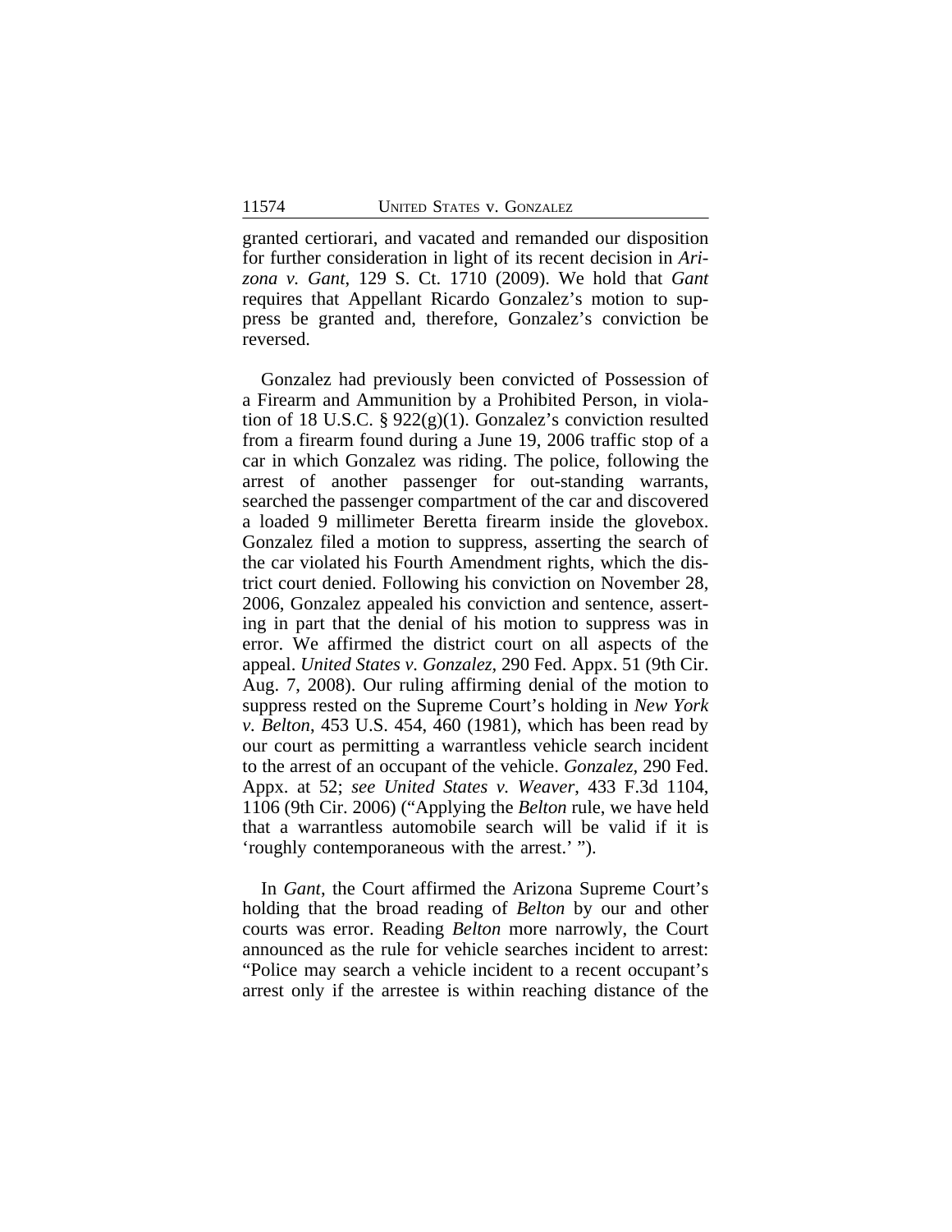granted certiorari, and vacated and remanded our disposition for further consideration in light of its recent decision in *Arizona v. Gant*, 129 S. Ct. 1710 (2009). We hold that *Gant* requires that Appellant Ricardo Gonzalez's motion to suppress be granted and, therefore, Gonzalez's conviction be reversed.

Gonzalez had previously been convicted of Possession of a Firearm and Ammunition by a Prohibited Person, in violation of 18 U.S.C. § 922(g)(1). Gonzalez's conviction resulted from a firearm found during a June 19, 2006 traffic stop of a car in which Gonzalez was riding. The police, following the arrest of another passenger for out-standing warrants, searched the passenger compartment of the car and discovered a loaded 9 millimeter Beretta firearm inside the glovebox. Gonzalez filed a motion to suppress, asserting the search of the car violated his Fourth Amendment rights, which the district court denied. Following his conviction on November 28, 2006, Gonzalez appealed his conviction and sentence, asserting in part that the denial of his motion to suppress was in error. We affirmed the district court on all aspects of the appeal. *United States v. Gonzalez*, 290 Fed. Appx. 51 (9th Cir. Aug. 7, 2008). Our ruling affirming denial of the motion to suppress rested on the Supreme Court's holding in *New York v. Belton*, 453 U.S. 454, 460 (1981), which has been read by our court as permitting a warrantless vehicle search incident to the arrest of an occupant of the vehicle. *Gonzalez*, 290 Fed. Appx. at 52; *see United States v. Weaver*, 433 F.3d 1104, 1106 (9th Cir. 2006) ("Applying the *Belton* rule, we have held that a warrantless automobile search will be valid if it is 'roughly contemporaneous with the arrest.' ").

In *Gant*, the Court affirmed the Arizona Supreme Court's holding that the broad reading of *Belton* by our and other courts was error. Reading *Belton* more narrowly, the Court announced as the rule for vehicle searches incident to arrest: "Police may search a vehicle incident to a recent occupant's arrest only if the arrestee is within reaching distance of the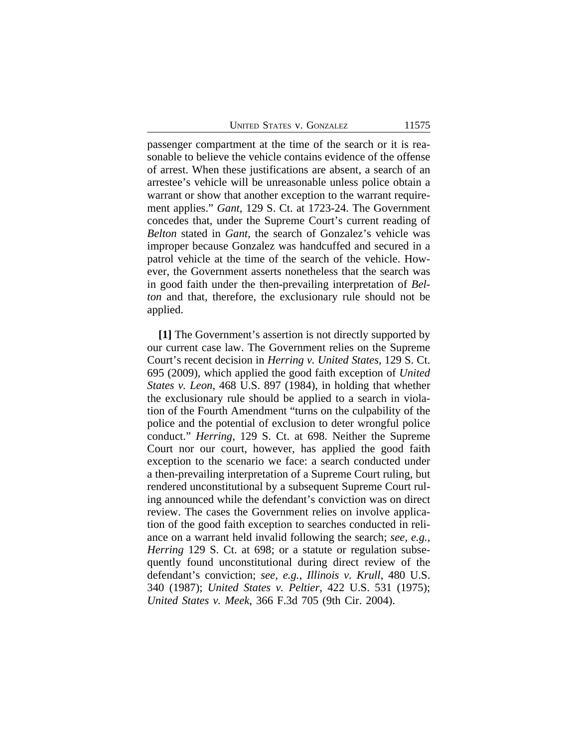passenger compartment at the time of the search or it is reasonable to believe the vehicle contains evidence of the offense of arrest. When these justifications are absent, a search of an arrestee's vehicle will be unreasonable unless police obtain a warrant or show that another exception to the warrant requirement applies." *Gant*, 129 S. Ct. at 1723-24. The Government concedes that, under the Supreme Court's current reading of *Belton* stated in *Gant*, the search of Gonzalez's vehicle was improper because Gonzalez was handcuffed and secured in a patrol vehicle at the time of the search of the vehicle. However, the Government asserts nonetheless that the search was in good faith under the then-prevailing interpretation of *Belton* and that, therefore, the exclusionary rule should not be applied.

**[1]** The Government's assertion is not directly supported by our current case law. The Government relies on the Supreme Court's recent decision in *Herring v. United States*, 129 S. Ct. 695 (2009), which applied the good faith exception of *United States v. Leon*, 468 U.S. 897 (1984), in holding that whether the exclusionary rule should be applied to a search in violation of the Fourth Amendment "turns on the culpability of the police and the potential of exclusion to deter wrongful police conduct." *Herring*, 129 S. Ct. at 698. Neither the Supreme Court nor our court, however, has applied the good faith exception to the scenario we face: a search conducted under a then-prevailing interpretation of a Supreme Court ruling, but rendered unconstitutional by a subsequent Supreme Court ruling announced while the defendant's conviction was on direct review. The cases the Government relies on involve application of the good faith exception to searches conducted in reliance on a warrant held invalid following the search; *see, e.g.*, *Herring* 129 S. Ct. at 698; or a statute or regulation subsequently found unconstitutional during direct review of the defendant's conviction; *see, e.g.*, *Illinois v. Krull*, 480 U.S. 340 (1987); *United States v. Peltier*, 422 U.S. 531 (1975); *United States v. Meek*, 366 F.3d 705 (9th Cir. 2004).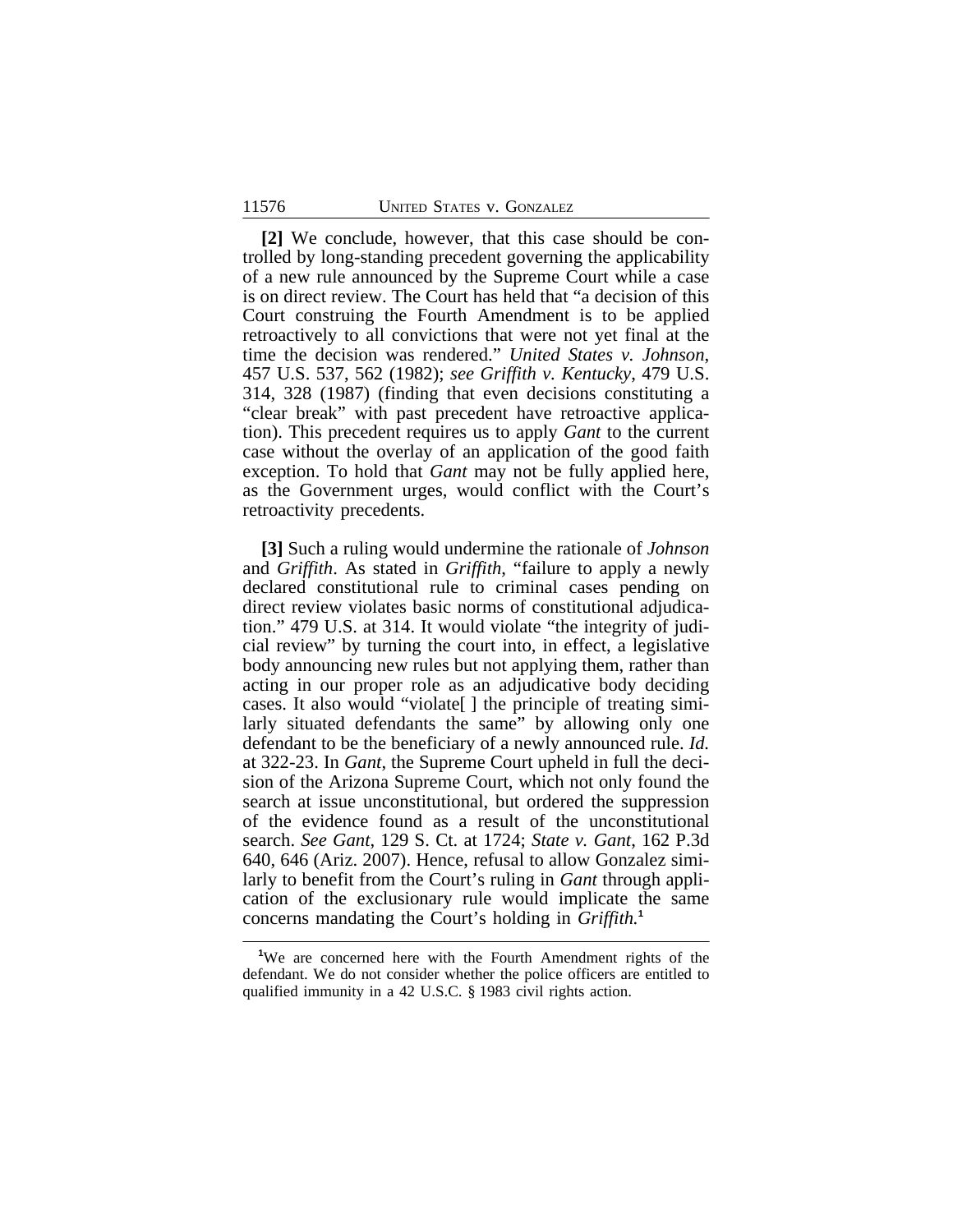**[2]** We conclude, however, that this case should be controlled by long-standing precedent governing the applicability of a new rule announced by the Supreme Court while a case is on direct review. The Court has held that "a decision of this Court construing the Fourth Amendment is to be applied retroactively to all convictions that were not yet final at the time the decision was rendered." *United States v. Johnson*, 457 U.S. 537, 562 (1982); *see Griffith v. Kentucky*, 479 U.S. 314, 328 (1987) (finding that even decisions constituting a "clear break" with past precedent have retroactive application). This precedent requires us to apply *Gant* to the current case without the overlay of an application of the good faith exception. To hold that *Gant* may not be fully applied here, as the Government urges, would conflict with the Court's retroactivity precedents.

**[3]** Such a ruling would undermine the rationale of *Johnson* and *Griffith*. As stated in *Griffith*, "failure to apply a newly declared constitutional rule to criminal cases pending on direct review violates basic norms of constitutional adjudication." 479 U.S. at 314. It would violate "the integrity of judicial review" by turning the court into, in effect, a legislative body announcing new rules but not applying them, rather than acting in our proper role as an adjudicative body deciding cases. It also would "violate[ ] the principle of treating similarly situated defendants the same" by allowing only one defendant to be the beneficiary of a newly announced rule. *Id.* at 322-23. In *Gant*, the Supreme Court upheld in full the decision of the Arizona Supreme Court, which not only found the search at issue unconstitutional, but ordered the suppression of the evidence found as a result of the unconstitutional search. *See Gant*, 129 S. Ct. at 1724; *State v. Gant*, 162 P.3d 640, 646 (Ariz. 2007). Hence, refusal to allow Gonzalez similarly to benefit from the Court's ruling in *Gant* through application of the exclusionary rule would implicate the same concerns mandating the Court's holding in *Griffith.*[1]

[1]We are concerned here with the Fourth Amendment rights of the defendant. We do not consider whether the police officers are entitled to qualified immunity in a 42 U.S.C. § 1983 civil rights action.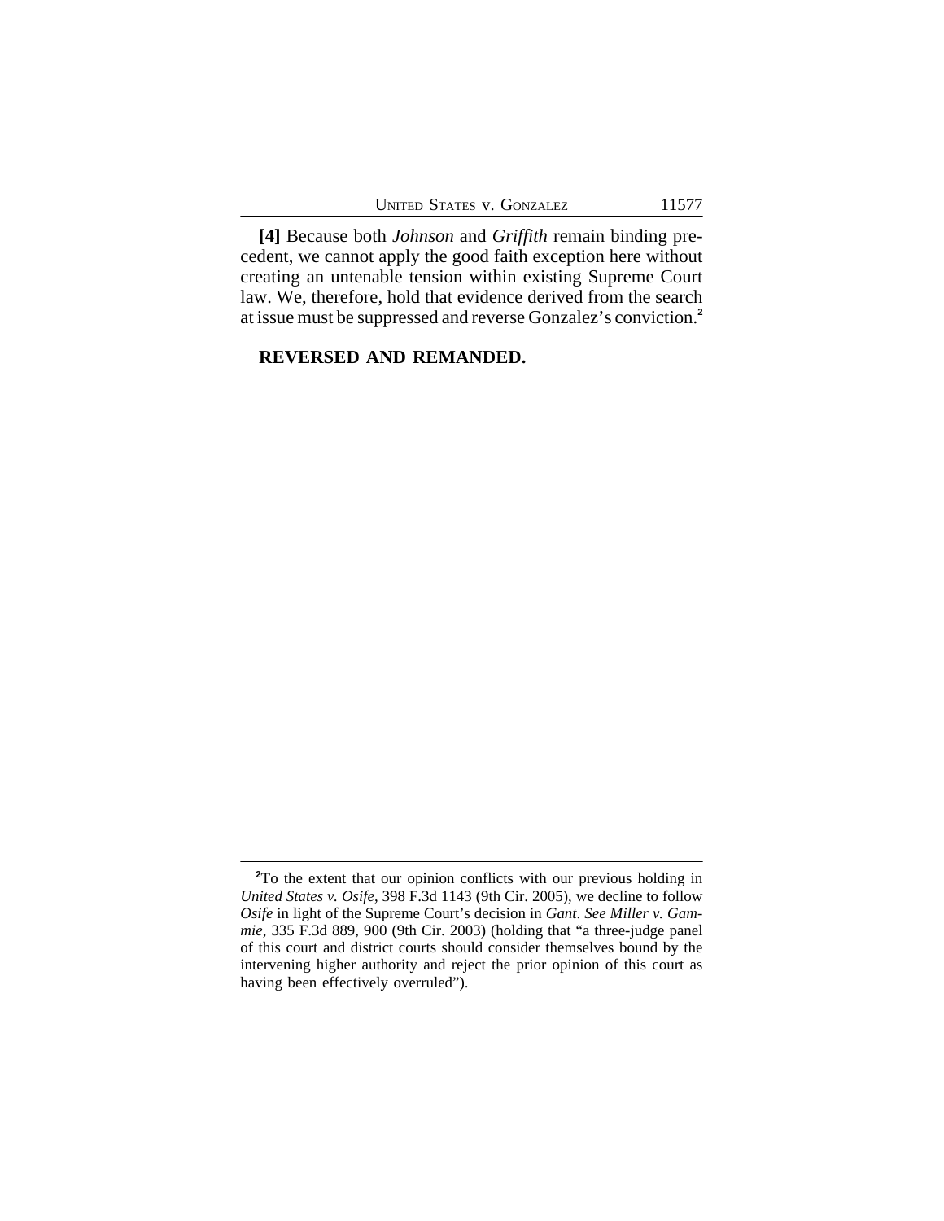**[4]** Because both *Johnson* and *Griffith* remain binding precedent, we cannot apply the good faith exception here without creating an untenable tension within existing Supreme Court law. We, therefore, hold that evidence derived from the search at issue must be suppressed and reverse Gonzalez's conviction.[2]

**REVERSED AND REMANDED.**

---

[2] To the extent that our opinion conflicts with our previous holding in *United States v. Osife*, 398 F.3d 1143 (9th Cir. 2005), we decline to follow *Osife* in light of the Supreme Court's decision in *Gant*. *See Miller v. Gammie*, 335 F.3d 889, 900 (9th Cir. 2003) (holding that "a three-judge panel of this court and district courts should consider themselves bound by the intervening higher authority and reject the prior opinion of this court as having been effectively overruled").